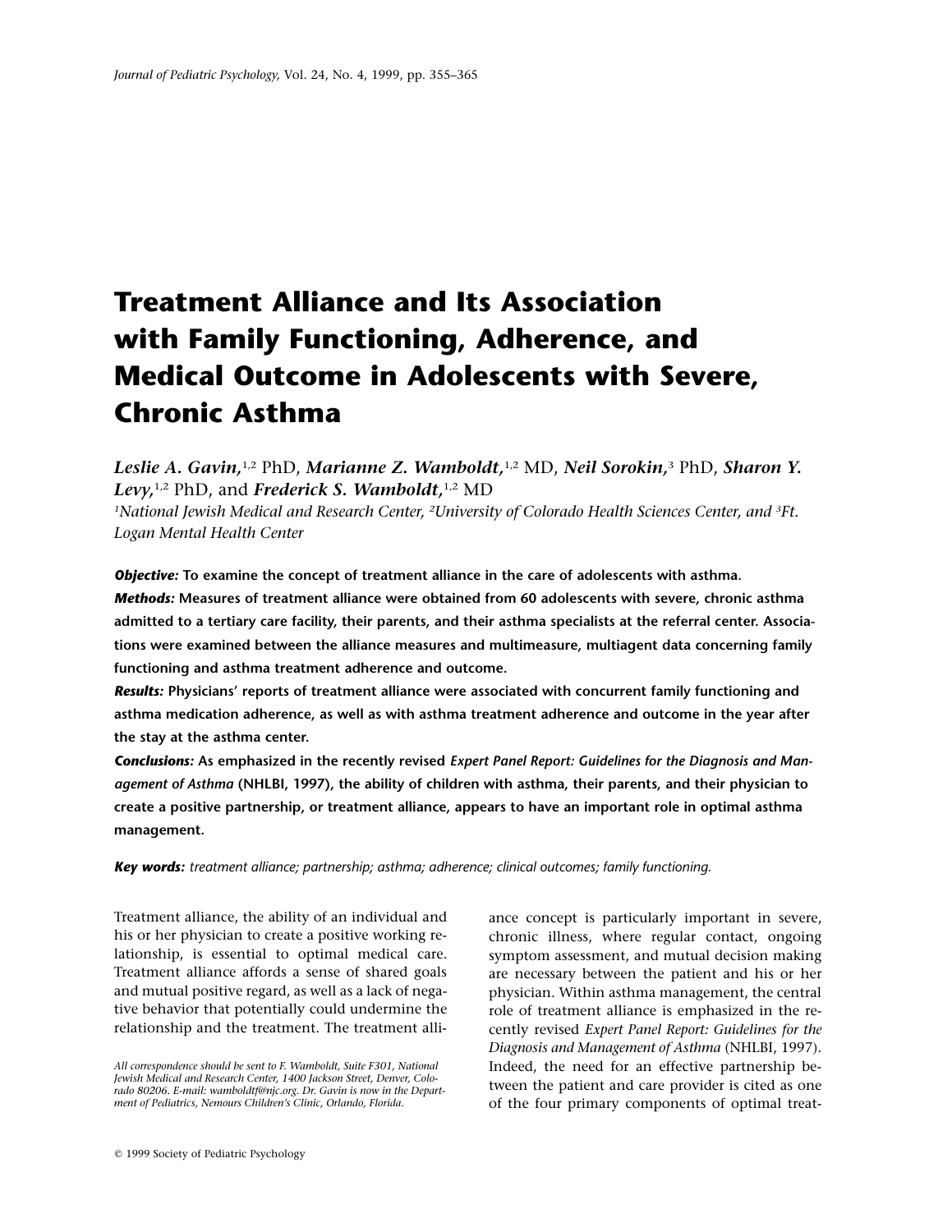# Treatment Alliance and Its Association with Family Functioning, Adherence, and Medical Outcome in Adolescents with Severe, Chronic Asthma

***Leslie A. Gavin,***[1,2] PhD, ***Marianne Z. Wamboldt,***[1,2] MD, ***Neil Sorokin,***[3] PhD, ***Sharon Y. Levy,***[1,2] PhD, and ***Frederick S. Wamboldt,***[1,2] MD

*[1]National Jewish Medical and Research Center, [2]University of Colorado Health Sciences Center, and [3]Ft. Logan Mental Health Center*

***Objective:*** **To examine the concept of treatment alliance in the care of adolescents with asthma.**

***Methods:*** **Measures of treatment alliance were obtained from 60 adolescents with severe, chronic asthma admitted to a tertiary care facility, their parents, and their asthma specialists at the referral center. Associations were examined between the alliance measures and multimeasure, multiagent data concerning family functioning and asthma treatment adherence and outcome.**

***Results:*** **Physicians' reports of treatment alliance were associated with concurrent family functioning and asthma medication adherence, as well as with asthma treatment adherence and outcome in the year after the stay at the asthma center.**

***Conclusions:*** **As emphasized in the recently revised *Expert Panel Report: Guidelines for the Diagnosis and Management of Asthma* (NHLBI, 1997), the ability of children with asthma, their parents, and their physician to create a positive partnership, or treatment alliance, appears to have an important role in optimal asthma management.**

***Key words:*** *treatment alliance; partnership; asthma; adherence; clinical outcomes; family functioning.*

Treatment alliance, the ability of an individual and his or her physician to create a positive working relationship, is essential to optimal medical care. Treatment alliance affords a sense of shared goals and mutual positive regard, as well as a lack of negative behavior that potentially could undermine the relationship and the treatment. The treatment alliance concept is particularly important in severe, chronic illness, where regular contact, ongoing symptom assessment, and mutual decision making are necessary between the patient and his or her physician. Within asthma management, the central role of treatment alliance is emphasized in the recently revised *Expert Panel Report: Guidelines for the Diagnosis and Management of Asthma* (NHLBI, 1997). Indeed, the need for an effective partnership between the patient and care provider is cited as one of the four primary components of optimal treat-

*All correspondence should be sent to F. Wamboldt, Suite F301, National Jewish Medical and Research Center, 1400 Jackson Street, Denver, Colorado 80206. E-mail: wamboldtf@njc.org. Dr. Gavin is now in the Department of Pediatrics, Nemours Children's Clinic, Orlando, Florida.*

© 1999 Society of Pediatric Psychology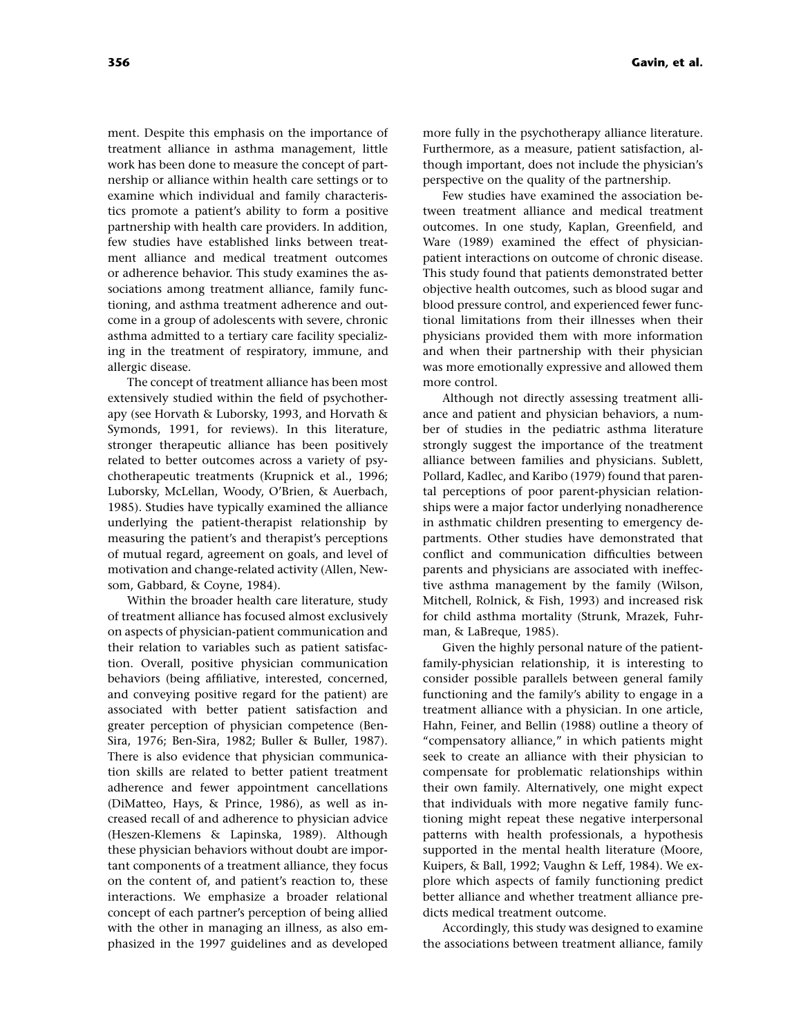ment. Despite this emphasis on the importance of treatment alliance in asthma management, little work has been done to measure the concept of partnership or alliance within health care settings or to examine which individual and family characteristics promote a patient's ability to form a positive partnership with health care providers. In addition, few studies have established links between treatment alliance and medical treatment outcomes or adherence behavior. This study examines the associations among treatment alliance, family functioning, and asthma treatment adherence and outcome in a group of adolescents with severe, chronic asthma admitted to a tertiary care facility specializing in the treatment of respiratory, immune, and allergic disease.

The concept of treatment alliance has been most extensively studied within the field of psychotherapy (see Horvath & Luborsky, 1993, and Horvath & Symonds, 1991, for reviews). In this literature, stronger therapeutic alliance has been positively related to better outcomes across a variety of psychotherapeutic treatments (Krupnick et al., 1996; Luborsky, McLellan, Woody, O'Brien, & Auerbach, 1985). Studies have typically examined the alliance underlying the patient-therapist relationship by measuring the patient's and therapist's perceptions of mutual regard, agreement on goals, and level of motivation and change-related activity (Allen, Newsom, Gabbard, & Coyne, 1984).

Within the broader health care literature, study of treatment alliance has focused almost exclusively on aspects of physician-patient communication and their relation to variables such as patient satisfaction. Overall, positive physician communication behaviors (being affiliative, interested, concerned, and conveying positive regard for the patient) are associated with better patient satisfaction and greater perception of physician competence (Ben-Sira, 1976; Ben-Sira, 1982; Buller & Buller, 1987). There is also evidence that physician communication skills are related to better patient treatment adherence and fewer appointment cancellations (DiMatteo, Hays, & Prince, 1986), as well as increased recall of and adherence to physician advice (Heszen-Klemens & Lapinska, 1989). Although these physician behaviors without doubt are important components of a treatment alliance, they focus on the content of, and patient's reaction to, these interactions. We emphasize a broader relational concept of each partner's perception of being allied with the other in managing an illness, as also emphasized in the 1997 guidelines and as developed more fully in the psychotherapy alliance literature. Furthermore, as a measure, patient satisfaction, although important, does not include the physician's perspective on the quality of the partnership.

Few studies have examined the association between treatment alliance and medical treatment outcomes. In one study, Kaplan, Greenfield, and Ware (1989) examined the effect of physician-patient interactions on outcome of chronic disease. This study found that patients demonstrated better objective health outcomes, such as blood sugar and blood pressure control, and experienced fewer functional limitations from their illnesses when their physicians provided them with more information and when their partnership with their physician was more emotionally expressive and allowed them more control.

Although not directly assessing treatment alliance and patient and physician behaviors, a number of studies in the pediatric asthma literature strongly suggest the importance of the treatment alliance between families and physicians. Sublett, Pollard, Kadlec, and Karibo (1979) found that parental perceptions of poor parent-physician relationships were a major factor underlying nonadherence in asthmatic children presenting to emergency departments. Other studies have demonstrated that conflict and communication difficulties between parents and physicians are associated with ineffective asthma management by the family (Wilson, Mitchell, Rolnick, & Fish, 1993) and increased risk for child asthma mortality (Strunk, Mrazek, Fuhrman, & LaBreque, 1985).

Given the highly personal nature of the patient-family-physician relationship, it is interesting to consider possible parallels between general family functioning and the family's ability to engage in a treatment alliance with a physician. In one article, Hahn, Feiner, and Bellin (1988) outline a theory of "compensatory alliance," in which patients might seek to create an alliance with their physician to compensate for problematic relationships within their own family. Alternatively, one might expect that individuals with more negative family functioning might repeat these negative interpersonal patterns with health professionals, a hypothesis supported in the mental health literature (Moore, Kuipers, & Ball, 1992; Vaughn & Leff, 1984). We explore which aspects of family functioning predict better alliance and whether treatment alliance predicts medical treatment outcome.

Accordingly, this study was designed to examine the associations between treatment alliance, family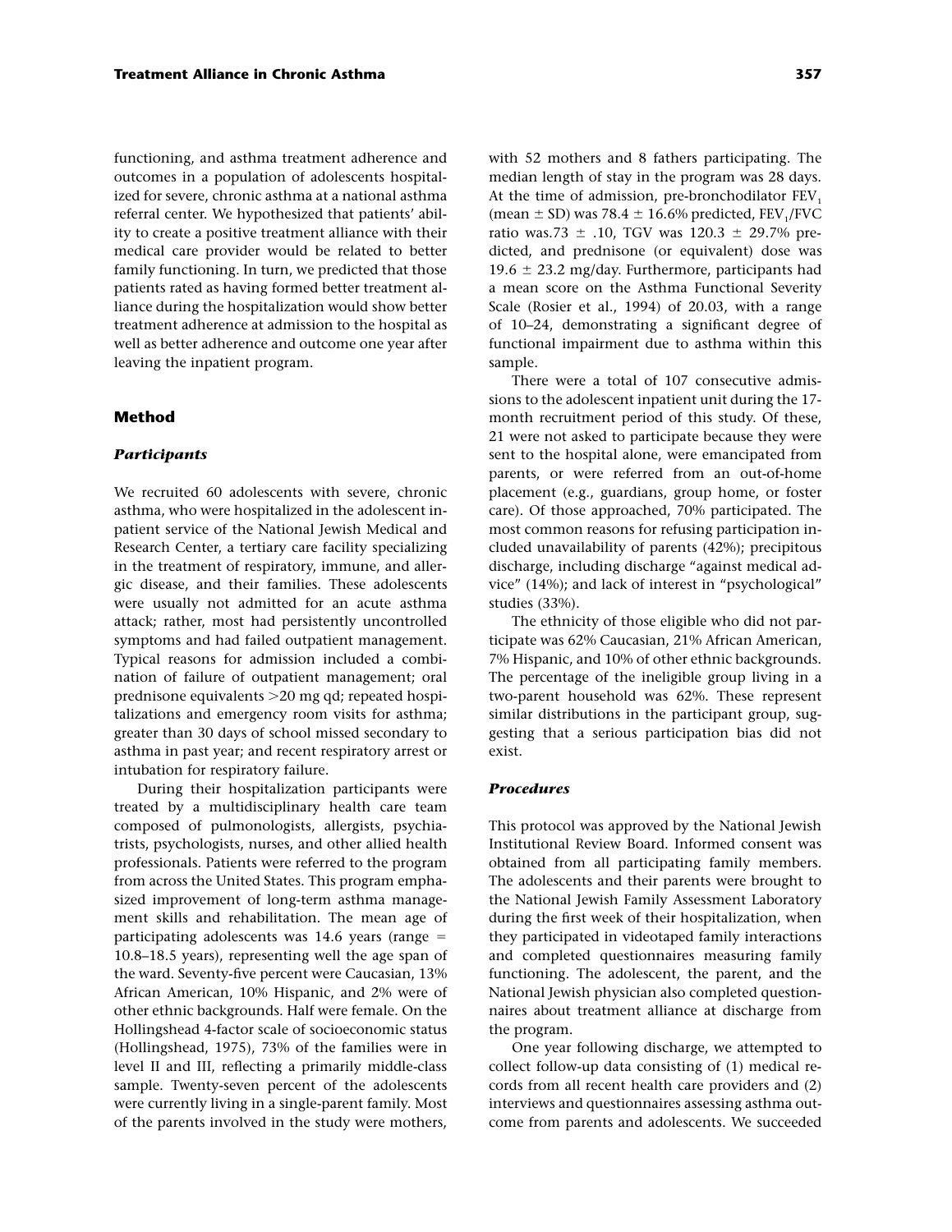functioning, and asthma treatment adherence and outcomes in a population of adolescents hospitalized for severe, chronic asthma at a national asthma referral center. We hypothesized that patients' ability to create a positive treatment alliance with their medical care provider would be related to better family functioning. In turn, we predicted that those patients rated as having formed better treatment alliance during the hospitalization would show better treatment adherence at admission to the hospital as well as better adherence and outcome one year after leaving the inpatient program.

## Method

### *Participants*

We recruited 60 adolescents with severe, chronic asthma, who were hospitalized in the adolescent inpatient service of the National Jewish Medical and Research Center, a tertiary care facility specializing in the treatment of respiratory, immune, and allergic disease, and their families. These adolescents were usually not admitted for an acute asthma attack; rather, most had persistently uncontrolled symptoms and had failed outpatient management. Typical reasons for admission included a combination of failure of outpatient management; oral prednisone equivalents >20 mg qd; repeated hospitalizations and emergency room visits for asthma; greater than 30 days of school missed secondary to asthma in past year; and recent respiratory arrest or intubation for respiratory failure.

During their hospitalization participants were treated by a multidisciplinary health care team composed of pulmonologists, allergists, psychiatrists, psychologists, nurses, and other allied health professionals. Patients were referred to the program from across the United States. This program emphasized improvement of long-term asthma management skills and rehabilitation. The mean age of participating adolescents was 14.6 years (range = 10.8–18.5 years), representing well the age span of the ward. Seventy-five percent were Caucasian, 13% African American, 10% Hispanic, and 2% were of other ethnic backgrounds. Half were female. On the Hollingshead 4-factor scale of socioeconomic status (Hollingshead, 1975), 73% of the families were in level II and III, reflecting a primarily middle-class sample. Twenty-seven percent of the adolescents were currently living in a single-parent family. Most of the parents involved in the study were mothers, with 52 mothers and 8 fathers participating. The median length of stay in the program was 28 days. At the time of admission, pre-bronchodilator $FEV_1$ (mean ± SD) was 78.4 ± 16.6% predicted, $FEV_1$/FVC ratio was.73 ± .10, TGV was 120.3 ± 29.7% predicted, and prednisone (or equivalent) dose was 19.6 ± 23.2 mg/day. Furthermore, participants had a mean score on the Asthma Functional Severity Scale (Rosier et al., 1994) of 20.03, with a range of 10–24, demonstrating a significant degree of functional impairment due to asthma within this sample.

There were a total of 107 consecutive admissions to the adolescent inpatient unit during the 17-month recruitment period of this study. Of these, 21 were not asked to participate because they were sent to the hospital alone, were emancipated from parents, or were referred from an out-of-home placement (e.g., guardians, group home, or foster care). Of those approached, 70% participated. The most common reasons for refusing participation included unavailability of parents (42%); precipitous discharge, including discharge "against medical advice" (14%); and lack of interest in "psychological" studies (33%).

The ethnicity of those eligible who did not participate was 62% Caucasian, 21% African American, 7% Hispanic, and 10% of other ethnic backgrounds. The percentage of the ineligible group living in a two-parent household was 62%. These represent similar distributions in the participant group, suggesting that a serious participation bias did not exist.

### *Procedures*

This protocol was approved by the National Jewish Institutional Review Board. Informed consent was obtained from all participating family members. The adolescents and their parents were brought to the National Jewish Family Assessment Laboratory during the first week of their hospitalization, when they participated in videotaped family interactions and completed questionnaires measuring family functioning. The adolescent, the parent, and the National Jewish physician also completed questionnaires about treatment alliance at discharge from the program.

One year following discharge, we attempted to collect follow-up data consisting of (1) medical records from all recent health care providers and (2) interviews and questionnaires assessing asthma outcome from parents and adolescents. We succeeded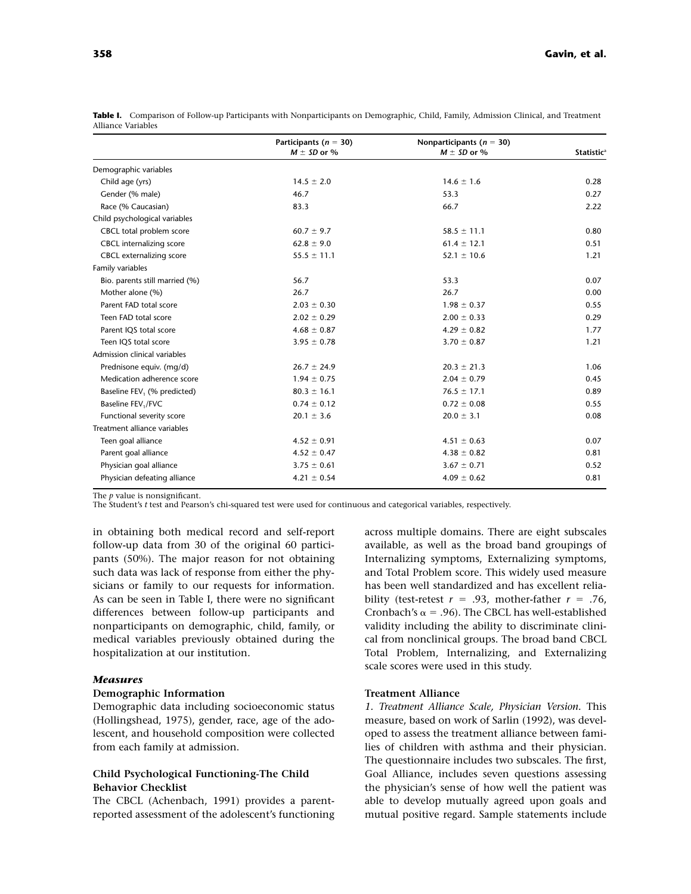**Table I.** Comparison of Follow-up Participants with Nonparticipants on Demographic, Child, Family, Admission Clinical, and Treatment Alliance Variables

| | Participants ($n$ = 30) $M \pm SD$ or % | Nonparticipants ($n$ = 30) $M \pm SD$ or % | Statistic[a] |
|---|---|---|---|
| Demographic variables | | | |
| Child age (yrs) | 14.5 ± 2.0 | 14.6 ± 1.6 | 0.28 |
| Gender (% male) | 46.7 | 53.3 | 0.27 |
| Race (% Caucasian) | 83.3 | 66.7 | 2.22 |
| Child psychological variables | | | |
| CBCL total problem score | 60.7 ± 9.7 | 58.5 ± 11.1 | 0.80 |
| CBCL internalizing score | 62.8 ± 9.0 | 61.4 ± 12.1 | 0.51 |
| CBCL externalizing score | 55.5 ± 11.1 | 52.1 ± 10.6 | 1.21 |
| Family variables | | | |
| Bio. parents still married (%) | 56.7 | 53.3 | 0.07 |
| Mother alone (%) | 26.7 | 26.7 | 0.00 |
| Parent FAD total score | 2.03 ± 0.30 | 1.98 ± 0.37 | 0.55 |
| Teen FAD total score | 2.02 ± 0.29 | 2.00 ± 0.33 | 0.29 |
| Parent IQS total score | 4.68 ± 0.87 | 4.29 ± 0.82 | 1.77 |
| Teen IQS total score | 3.95 ± 0.78 | 3.70 ± 0.87 | 1.21 |
| Admission clinical variables | | | |
| Prednisone equiv. (mg/d) | 26.7 ± 24.9 | 20.3 ± 21.3 | 1.06 |
| Medication adherence score | 1.94 ± 0.75 | 2.04 ± 0.79 | 0.45 |
| Baseline $FEV_1$ (% predicted) | 80.3 ± 16.1 | 76.5 ± 17.1 | 0.89 |
| Baseline $FEV_1$/FVC | 0.74 ± 0.12 | 0.72 ± 0.08 | 0.55 |
| Functional severity score | 20.1 ± 3.6 | 20.0 ± 3.1 | 0.08 |
| Treatment alliance variables | | | |
| Teen goal alliance | 4.52 ± 0.91 | 4.51 ± 0.63 | 0.07 |
| Parent goal alliance | 4.52 ± 0.47 | 4.38 ± 0.82 | 0.81 |
| Physician goal alliance | 3.75 ± 0.61 | 3.67 ± 0.71 | 0.52 |
| Physician defeating alliance | 4.21 ± 0.54 | 4.09 ± 0.62 | 0.81 |

The $p$ value is nonsignificant.
[a]The Student's $t$ test and Pearson's chi-squared test were used for continuous and categorical variables, respectively.

in obtaining both medical record and self-report follow-up data from 30 of the original 60 participants (50%). The major reason for not obtaining such data was lack of response from either the physicians or family to our requests for information. As can be seen in Table I, there were no significant differences between follow-up participants and nonparticipants on demographic, child, family, or medical variables previously obtained during the hospitalization at our institution.

### *Measures*

#### Demographic Information

Demographic data including socioeconomic status (Hollingshead, 1975), gender, race, age of the adolescent, and household composition were collected from each family at admission.

#### Child Psychological Functioning-The Child Behavior Checklist

The CBCL (Achenbach, 1991) provides a parent-reported assessment of the adolescent's functioning across multiple domains. There are eight subscales available, as well as the broad band groupings of Internalizing symptoms, Externalizing symptoms, and Total Problem score. This widely used measure has been well standardized and has excellent reliability (test-retest $r$ = .93, mother-father $r$ = .76, Cronbach's $\alpha$ = .96). The CBCL has well-established validity including the ability to discriminate clinical from nonclinical groups. The broad band CBCL Total Problem, Internalizing, and Externalizing scale scores were used in this study.

#### Treatment Alliance

*1. Treatment Alliance Scale, Physician Version*. This measure, based on work of Sarlin (1992), was developed to assess the treatment alliance between families of children with asthma and their physician. The questionnaire includes two subscales. The first, Goal Alliance, includes seven questions assessing the physician's sense of how well the patient was able to develop mutually agreed upon goals and mutual positive regard. Sample statements include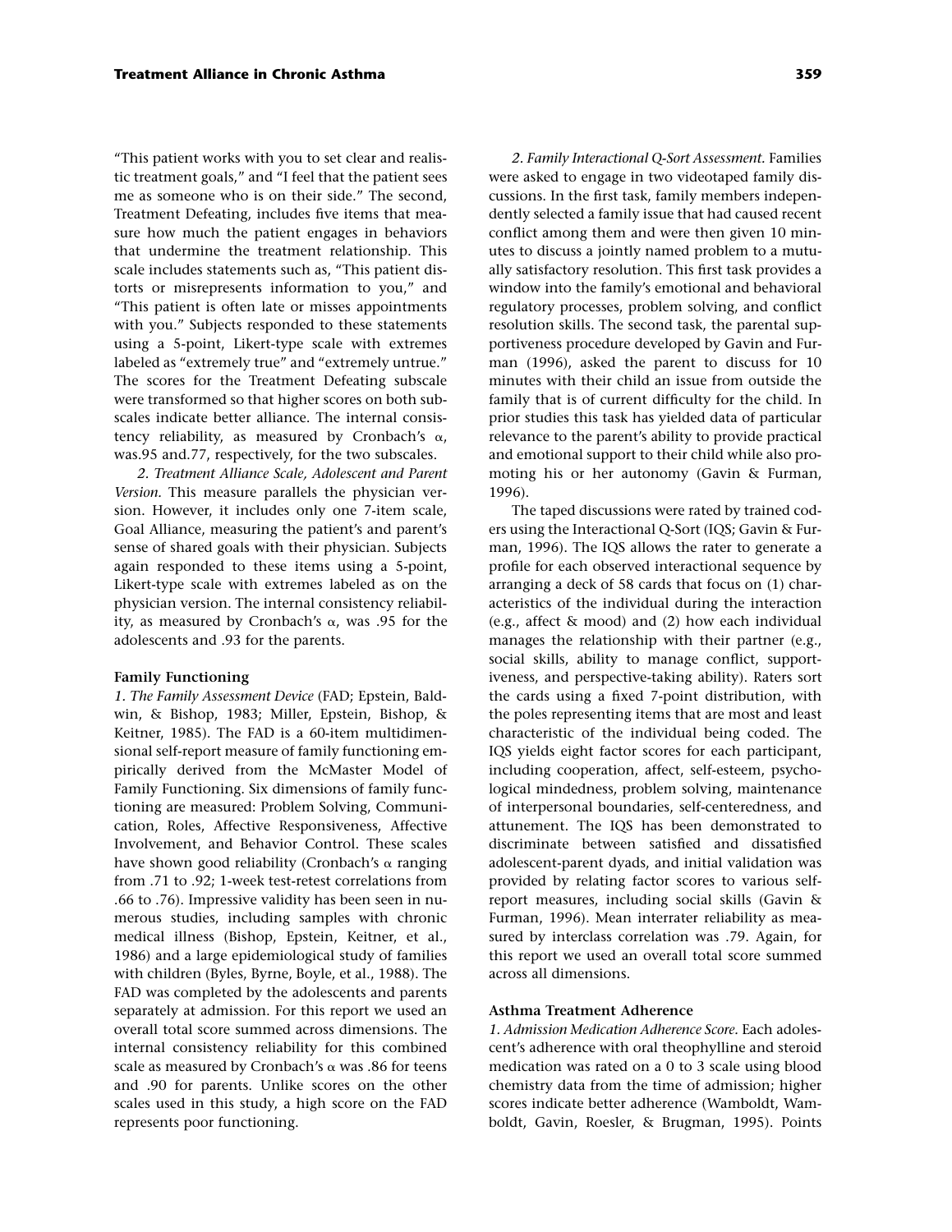"This patient works with you to set clear and realistic treatment goals," and "I feel that the patient sees me as someone who is on their side." The second, Treatment Defeating, includes five items that measure how much the patient engages in behaviors that undermine the treatment relationship. This scale includes statements such as, "This patient distorts or misrepresents information to you," and "This patient is often late or misses appointments with you." Subjects responded to these statements using a 5-point, Likert-type scale with extremes labeled as "extremely true" and "extremely untrue." The scores for the Treatment Defeating subscale were transformed so that higher scores on both subscales indicate better alliance. The internal consistency reliability, as measured by Cronbach's α, was.95 and.77, respectively, for the two subscales.

*2. Treatment Alliance Scale, Adolescent and Parent Version.* This measure parallels the physician version. However, it includes only one 7-item scale, Goal Alliance, measuring the patient's and parent's sense of shared goals with their physician. Subjects again responded to these items using a 5-point, Likert-type scale with extremes labeled as on the physician version. The internal consistency reliability, as measured by Cronbach's α, was .95 for the adolescents and .93 for the parents.

### Family Functioning

*1. The Family Assessment Device* (FAD; Epstein, Baldwin, & Bishop, 1983; Miller, Epstein, Bishop, & Keitner, 1985). The FAD is a 60-item multidimensional self-report measure of family functioning empirically derived from the McMaster Model of Family Functioning. Six dimensions of family functioning are measured: Problem Solving, Communication, Roles, Affective Responsiveness, Affective Involvement, and Behavior Control. These scales have shown good reliability (Cronbach's α ranging from .71 to .92; 1-week test-retest correlations from .66 to .76). Impressive validity has been seen in numerous studies, including samples with chronic medical illness (Bishop, Epstein, Keitner, et al., 1986) and a large epidemiological study of families with children (Byles, Byrne, Boyle, et al., 1988). The FAD was completed by the adolescents and parents separately at admission. For this report we used an overall total score summed across dimensions. The internal consistency reliability for this combined scale as measured by Cronbach's α was .86 for teens and .90 for parents. Unlike scores on the other scales used in this study, a high score on the FAD represents poor functioning.

*2. Family Interactional Q-Sort Assessment.* Families were asked to engage in two videotaped family discussions. In the first task, family members independently selected a family issue that had caused recent conflict among them and were then given 10 minutes to discuss a jointly named problem to a mutually satisfactory resolution. This first task provides a window into the family's emotional and behavioral regulatory processes, problem solving, and conflict resolution skills. The second task, the parental supportiveness procedure developed by Gavin and Furman (1996), asked the parent to discuss for 10 minutes with their child an issue from outside the family that is of current difficulty for the child. In prior studies this task has yielded data of particular relevance to the parent's ability to provide practical and emotional support to their child while also promoting his or her autonomy (Gavin & Furman, 1996).

The taped discussions were rated by trained coders using the Interactional Q-Sort (IQS; Gavin & Furman, 1996). The IQS allows the rater to generate a profile for each observed interactional sequence by arranging a deck of 58 cards that focus on (1) characteristics of the individual during the interaction (e.g., affect & mood) and (2) how each individual manages the relationship with their partner (e.g., social skills, ability to manage conflict, supportiveness, and perspective-taking ability). Raters sort the cards using a fixed 7-point distribution, with the poles representing items that are most and least characteristic of the individual being coded. The IQS yields eight factor scores for each participant, including cooperation, affect, self-esteem, psychological mindedness, problem solving, maintenance of interpersonal boundaries, self-centeredness, and attunement. The IQS has been demonstrated to discriminate between satisfied and dissatisfied adolescent-parent dyads, and initial validation was provided by relating factor scores to various self-report measures, including social skills (Gavin & Furman, 1996). Mean interrater reliability as measured by interclass correlation was .79. Again, for this report we used an overall total score summed across all dimensions.

### Asthma Treatment Adherence

*1. Admission Medication Adherence Score.* Each adolescent's adherence with oral theophylline and steroid medication was rated on a 0 to 3 scale using blood chemistry data from the time of admission; higher scores indicate better adherence (Wamboldt, Wamboldt, Gavin, Roesler, & Brugman, 1995). Points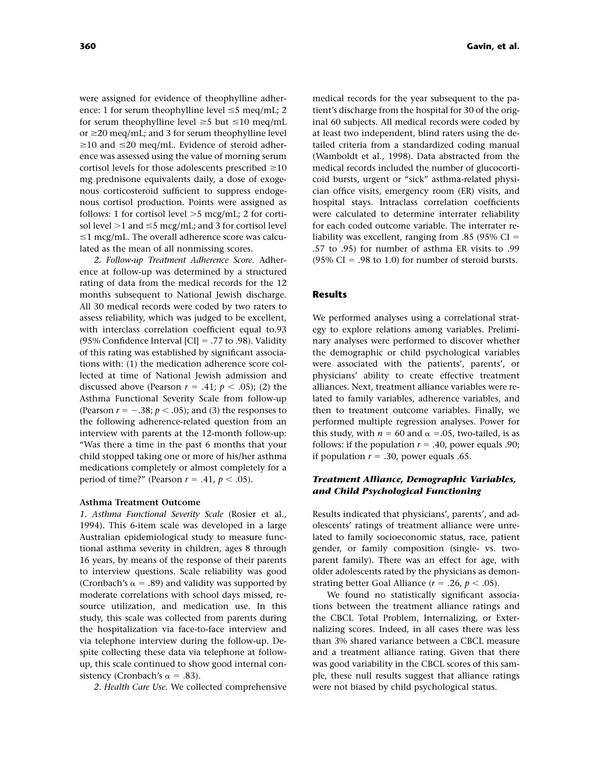were assigned for evidence of theophylline adherence: 1 for serum theophylline level ≤5 meq/mL; 2 for serum theophylline level ≥5 but ≤10 meq/mL or ≥20 meq/mL; and 3 for serum theophylline level ≥10 and ≤20 meq/mL. Evidence of steroid adherence was assessed using the value of morning serum cortisol levels for those adolescents prescribed ≥10 mg prednisone equivalents daily, a dose of exogenous corticosteroid sufficient to suppress endogenous cortisol production. Points were assigned as follows: 1 for cortisol level >5 mcg/mL; 2 for cortisol level >1 and ≤5 mcg/mL; and 3 for cortisol level ≤1 mcg/mL. The overall adherence score was calculated as the mean of all nonmissing scores.

*2. Follow-up Treatment Adherence Score.* Adherence at follow-up was determined by a structured rating of data from the medical records for the 12 months subsequent to National Jewish discharge. All 30 medical records were coded by two raters to assess reliability, which was judged to be excellent, with interclass correlation coefficient equal to.93 (95% Confidence Interval [CI] = .77 to .98). Validity of this rating was established by significant associations with: (1) the medication adherence score collected at time of National Jewish admission and discussed above (Pearson $r = .41$; $p < .05$); (2) the Asthma Functional Severity Scale from follow-up (Pearson $r = -.38$; $p < .05$); and (3) the responses to the following adherence-related question from an interview with parents at the 12-month follow-up: "Was there a time in the past 6 months that your child stopped taking one or more of his/her asthma medications completely or almost completely for a period of time?" (Pearson $r = .41$, $p < .05$).

### Asthma Treatment Outcome

*1. Asthma Functional Severity Scale* (Rosier et al., 1994). This 6-item scale was developed in a large Australian epidemiological study to measure functional asthma severity in children, ages 8 through 16 years, by means of the response of their parents to interview questions. Scale reliability was good (Cronbach's $\alpha = .89$) and validity was supported by moderate correlations with school days missed, resource utilization, and medication use. In this study, this scale was collected from parents during the hospitalization via face-to-face interview and via telephone interview during the follow-up. Despite collecting these data via telephone at follow-up, this scale continued to show good internal consistency (Cronbach's $\alpha = .83$).

*2. Health Care Use.* We collected comprehensive medical records for the year subsequent to the patient's discharge from the hospital for 30 of the original 60 subjects. All medical records were coded by at least two independent, blind raters using the detailed criteria from a standardized coding manual (Wamboldt et al., 1998). Data abstracted from the medical records included the number of glucocorticoid bursts, urgent or "sick" asthma-related physician office visits, emergency room (ER) visits, and hospital stays. Intraclass correlation coefficients were calculated to determine interrater reliability for each coded outcome variable. The interrater reliability was excellent, ranging from .85 (95% CI = .57 to .95) for number of asthma ER visits to .99 (95% CI = .98 to 1.0) for number of steroid bursts.

## Results

We performed analyses using a correlational strategy to explore relations among variables. Preliminary analyses were performed to discover whether the demographic or child psychological variables were associated with the patients', parents', or physicians' ability to create effective treatment alliances. Next, treatment alliance variables were related to family variables, adherence variables, and then to treatment outcome variables. Finally, we performed multiple regression analyses. Power for this study, with $n = 60$ and $\alpha = .05$, two-tailed, is as follows: if the population $r = .40$, power equals .90; if population $r = .30$, power equals .65.

### *Treatment Alliance, Demographic Variables, and Child Psychological Functioning*

Results indicated that physicians', parents', and adolescents' ratings of treatment alliance were unrelated to family socioeconomic status, race, patient gender, or family composition (single- vs. two-parent family). There was an effect for age, with older adolescents rated by the physicians as demonstrating better Goal Alliance ($r = .26$, $p < .05$).

We found no statistically significant associations between the treatment alliance ratings and the CBCL Total Problem, Internalizing, or Externalizing scores. Indeed, in all cases there was less than 3% shared variance between a CBCL measure and a treatment alliance rating. Given that there was good variability in the CBCL scores of this sample, these null results suggest that alliance ratings were not biased by child psychological status.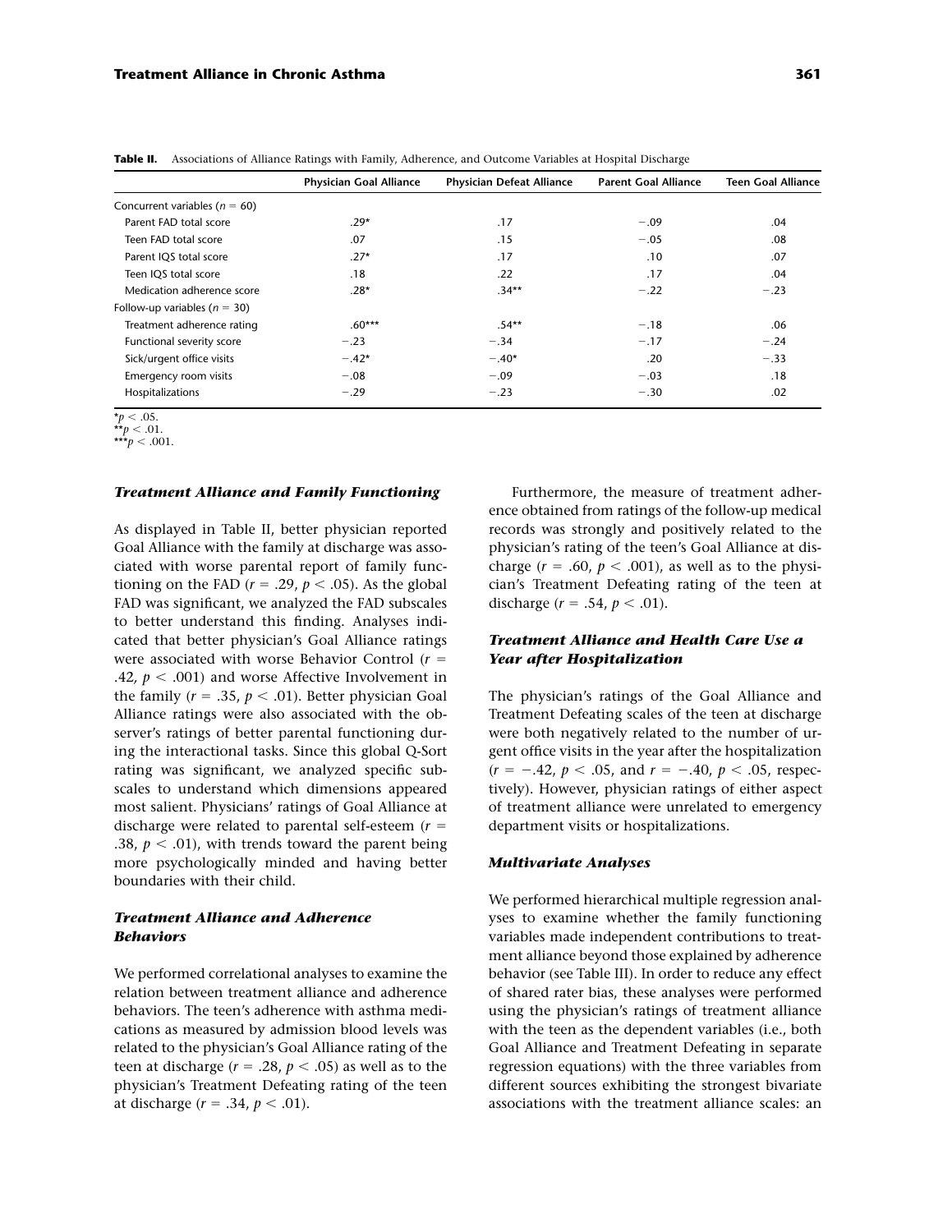**Table II.** Associations of Alliance Ratings with Family, Adherence, and Outcome Variables at Hospital Discharge

| | Physician Goal Alliance | Physician Defeat Alliance | Parent Goal Alliance | Teen Goal Alliance |
|---|---|---|---|---|
| Concurrent variables ($n$ = 60) | | | | |
| Parent FAD total score | .29* | .17 | −.09 | .04 |
| Teen FAD total score | .07 | .15 | −.05 | .08 |
| Parent IQS total score | .27* | .17 | .10 | .07 |
| Teen IQS total score | .18 | .22 | .17 | .04 |
| Medication adherence score | .28* | .34** | −.22 | −.23 |
| Follow-up variables ($n$ = 30) | | | | |
| Treatment adherence rating | .60*** | .54** | −.18 | .06 |
| Functional severity score | −.23 | −.34 | −.17 | −.24 |
| Sick/urgent office visits | −.42* | −.40* | .20 | −.33 |
| Emergency room visits | −.08 | −.09 | −.03 | .18 |
| Hospitalizations | −.29 | −.23 | −.30 | .02 |

*$p < .05$.
**$p < .01$.
***$p < .001$.

### *Treatment Alliance and Family Functioning*

As displayed in Table II, better physician reported Goal Alliance with the family at discharge was associated with worse parental report of family functioning on the FAD ($r = .29$, $p < .05$). As the global FAD was significant, we analyzed the FAD subscales to better understand this finding. Analyses indicated that better physician's Goal Alliance ratings were associated with worse Behavior Control ($r = .42$, $p < .001$) and worse Affective Involvement in the family ($r = .35$, $p < .01$). Better physician Goal Alliance ratings were also associated with the observer's ratings of better parental functioning during the interactional tasks. Since this global Q-Sort rating was significant, we analyzed specific subscales to understand which dimensions appeared most salient. Physicians' ratings of Goal Alliance at discharge were related to parental self-esteem ($r = .38$, $p < .01$), with trends toward the parent being more psychologically minded and having better boundaries with their child.

### *Treatment Alliance and Adherence Behaviors*

We performed correlational analyses to examine the relation between treatment alliance and adherence behaviors. The teen's adherence with asthma medications as measured by admission blood levels was related to the physician's Goal Alliance rating of the teen at discharge ($r = .28$, $p < .05$) as well as to the physician's Treatment Defeating rating of the teen at discharge ($r = .34$, $p < .01$).

Furthermore, the measure of treatment adherence obtained from ratings of the follow-up medical records was strongly and positively related to the physician's rating of the teen's Goal Alliance at discharge ($r = .60$, $p < .001$), as well as to the physician's Treatment Defeating rating of the teen at discharge ($r = .54$, $p < .01$).

### *Treatment Alliance and Health Care Use a Year after Hospitalization*

The physician's ratings of the Goal Alliance and Treatment Defeating scales of the teen at discharge were both negatively related to the number of urgent office visits in the year after the hospitalization ($r = -.42$, $p < .05$, and $r = -.40$, $p < .05$, respectively). However, physician ratings of either aspect of treatment alliance were unrelated to emergency department visits or hospitalizations.

### *Multivariate Analyses*

We performed hierarchical multiple regression analyses to examine whether the family functioning variables made independent contributions to treatment alliance beyond those explained by adherence behavior (see Table III). In order to reduce any effect of shared rater bias, these analyses were performed using the physician's ratings of treatment alliance with the teen as the dependent variables (i.e., both Goal Alliance and Treatment Defeating in separate regression equations) with the three variables from different sources exhibiting the strongest bivariate associations with the treatment alliance scales: an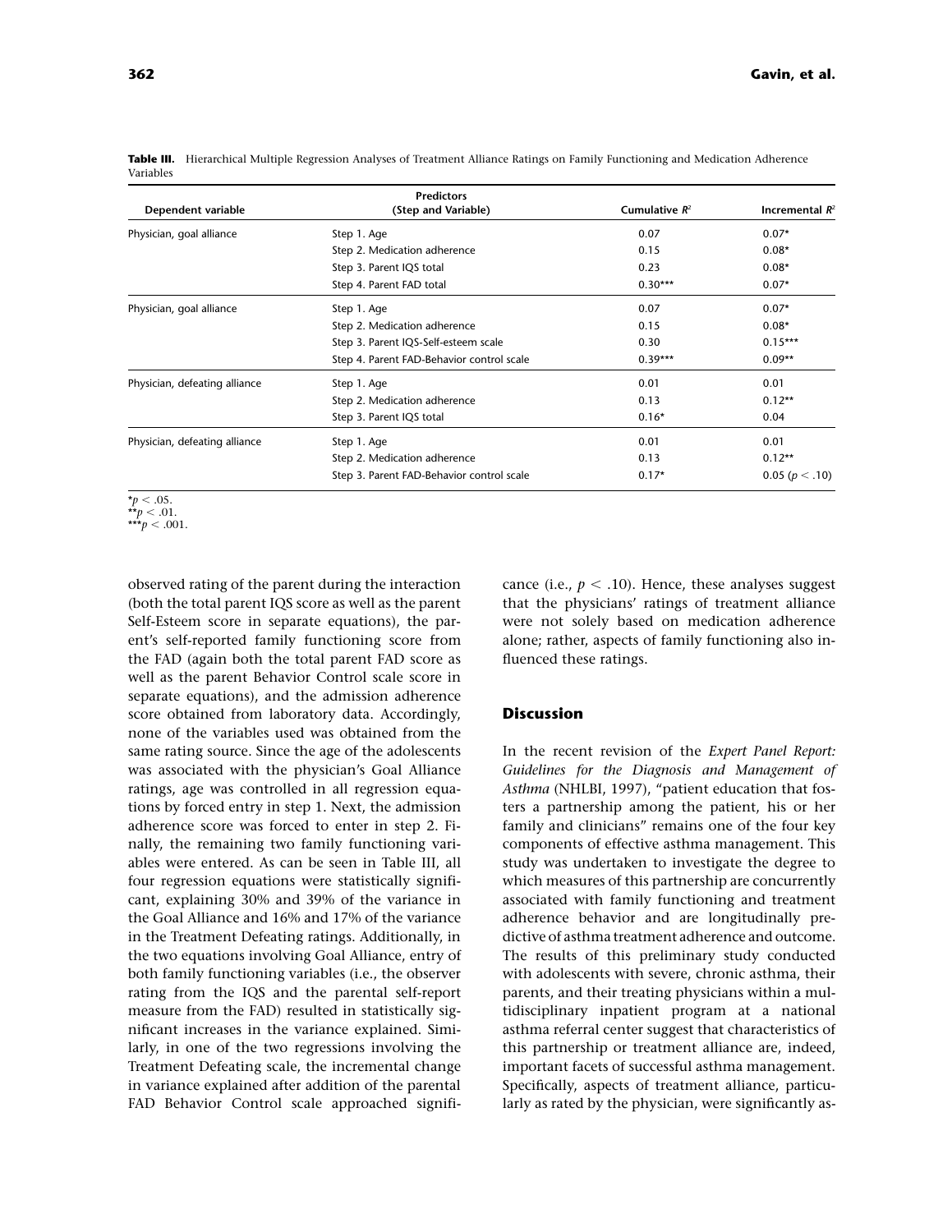**Table III.** Hierarchical Multiple Regression Analyses of Treatment Alliance Ratings on Family Functioning and Medication Adherence Variables

| Dependent variable | Predictors (Step and Variable) | Cumulative $R^2$ | Incremental $R^2$ |
|---|---|---|---|
| Physician, goal alliance | Step 1. Age | 0.07 | 0.07* |
| | Step 2. Medication adherence | 0.15 | 0.08* |
| | Step 3. Parent IQS total | 0.23 | 0.08* |
| | Step 4. Parent FAD total | 0.30*** | 0.07* |
| Physician, goal alliance | Step 1. Age | 0.07 | 0.07* |
| | Step 2. Medication adherence | 0.15 | 0.08* |
| | Step 3. Parent IQS-Self-esteem scale | 0.30 | 0.15*** |
| | Step 4. Parent FAD-Behavior control scale | 0.39*** | 0.09** |
| Physician, defeating alliance | Step 1. Age | 0.01 | 0.01 |
| | Step 2. Medication adherence | 0.13 | 0.12** |
| | Step 3. Parent IQS total | 0.16* | 0.04 |
| Physician, defeating alliance | Step 1. Age | 0.01 | 0.01 |
| | Step 2. Medication adherence | 0.13 | 0.12** |
| | Step 3. Parent FAD-Behavior control scale | 0.17* | 0.05 ($p < .10$) |

*$p < .05$.
**$p < .01$.
***$p < .001$.

observed rating of the parent during the interaction (both the total parent IQS score as well as the parent Self-Esteem score in separate equations), the parent's self-reported family functioning score from the FAD (again both the total parent FAD score as well as the parent Behavior Control scale score in separate equations), and the admission adherence score obtained from laboratory data. Accordingly, none of the variables used was obtained from the same rating source. Since the age of the adolescents was associated with the physician's Goal Alliance ratings, age was controlled in all regression equations by forced entry in step 1. Next, the admission adherence score was forced to enter in step 2. Finally, the remaining two family functioning variables were entered. As can be seen in Table III, all four regression equations were statistically significant, explaining 30% and 39% of the variance in the Goal Alliance and 16% and 17% of the variance in the Treatment Defeating ratings. Additionally, in the two equations involving Goal Alliance, entry of both family functioning variables (i.e., the observer rating from the IQS and the parental self-report measure from the FAD) resulted in statistically significant increases in the variance explained. Similarly, in one of the two regressions involving the Treatment Defeating scale, the incremental change in variance explained after addition of the parental FAD Behavior Control scale approached significance (i.e., $p < .10$). Hence, these analyses suggest that the physicians' ratings of treatment alliance were not solely based on medication adherence alone; rather, aspects of family functioning also influenced these ratings.

## Discussion

In the recent revision of the *Expert Panel Report: Guidelines for the Diagnosis and Management of Asthma* (NHLBI, 1997), "patient education that fosters a partnership among the patient, his or her family and clinicians" remains one of the four key components of effective asthma management. This study was undertaken to investigate the degree to which measures of this partnership are concurrently associated with family functioning and treatment adherence behavior and are longitudinally predictive of asthma treatment adherence and outcome. The results of this preliminary study conducted with adolescents with severe, chronic asthma, their parents, and their treating physicians within a multidisciplinary inpatient program at a national asthma referral center suggest that characteristics of this partnership or treatment alliance are, indeed, important facets of successful asthma management. Specifically, aspects of treatment alliance, particularly as rated by the physician, were significantly as-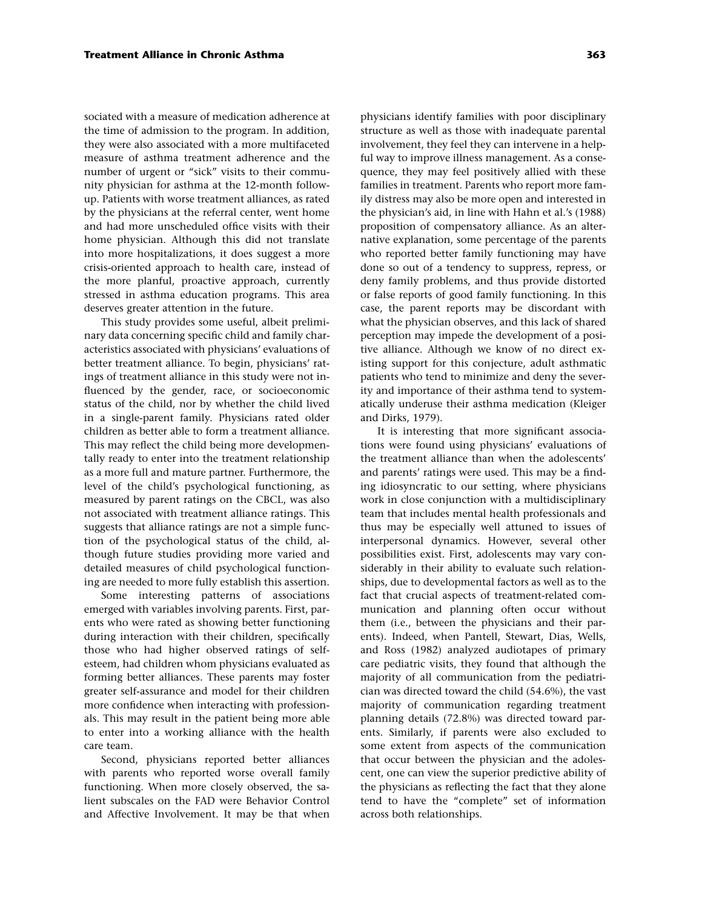sociated with a measure of medication adherence at the time of admission to the program. In addition, they were also associated with a more multifaceted measure of asthma treatment adherence and the number of urgent or "sick" visits to their community physician for asthma at the 12-month follow-up. Patients with worse treatment alliances, as rated by the physicians at the referral center, went home and had more unscheduled office visits with their home physician. Although this did not translate into more hospitalizations, it does suggest a more crisis-oriented approach to health care, instead of the more planful, proactive approach, currently stressed in asthma education programs. This area deserves greater attention in the future.

This study provides some useful, albeit preliminary data concerning specific child and family characteristics associated with physicians' evaluations of better treatment alliance. To begin, physicians' ratings of treatment alliance in this study were not influenced by the gender, race, or socioeconomic status of the child, nor by whether the child lived in a single-parent family. Physicians rated older children as better able to form a treatment alliance. This may reflect the child being more developmentally ready to enter into the treatment relationship as a more full and mature partner. Furthermore, the level of the child's psychological functioning, as measured by parent ratings on the CBCL, was also not associated with treatment alliance ratings. This suggests that alliance ratings are not a simple function of the psychological status of the child, although future studies providing more varied and detailed measures of child psychological functioning are needed to more fully establish this assertion.

Some interesting patterns of associations emerged with variables involving parents. First, parents who were rated as showing better functioning during interaction with their children, specifically those who had higher observed ratings of self-esteem, had children whom physicians evaluated as forming better alliances. These parents may foster greater self-assurance and model for their children more confidence when interacting with professionals. This may result in the patient being more able to enter into a working alliance with the health care team.

Second, physicians reported better alliances with parents who reported worse overall family functioning. When more closely observed, the salient subscales on the FAD were Behavior Control and Affective Involvement. It may be that when physicians identify families with poor disciplinary structure as well as those with inadequate parental involvement, they feel they can intervene in a helpful way to improve illness management. As a consequence, they may feel positively allied with these families in treatment. Parents who report more family distress may also be more open and interested in the physician's aid, in line with Hahn et al.'s (1988) proposition of compensatory alliance. As an alternative explanation, some percentage of the parents who reported better family functioning may have done so out of a tendency to suppress, repress, or deny family problems, and thus provide distorted or false reports of good family functioning. In this case, the parent reports may be discordant with what the physician observes, and this lack of shared perception may impede the development of a positive alliance. Although we know of no direct existing support for this conjecture, adult asthmatic patients who tend to minimize and deny the severity and importance of their asthma tend to systematically underuse their asthma medication (Kleiger and Dirks, 1979).

It is interesting that more significant associations were found using physicians' evaluations of the treatment alliance than when the adolescents' and parents' ratings were used. This may be a finding idiosyncratic to our setting, where physicians work in close conjunction with a multidisciplinary team that includes mental health professionals and thus may be especially well attuned to issues of interpersonal dynamics. However, several other possibilities exist. First, adolescents may vary considerably in their ability to evaluate such relationships, due to developmental factors as well as to the fact that crucial aspects of treatment-related communication and planning often occur without them (i.e., between the physicians and their parents). Indeed, when Pantell, Stewart, Dias, Wells, and Ross (1982) analyzed audiotapes of primary care pediatric visits, they found that although the majority of all communication from the pediatrician was directed toward the child (54.6%), the vast majority of communication regarding treatment planning details (72.8%) was directed toward parents. Similarly, if parents were also excluded to some extent from aspects of the communication that occur between the physician and the adolescent, one can view the superior predictive ability of the physicians as reflecting the fact that they alone tend to have the "complete" set of information across both relationships.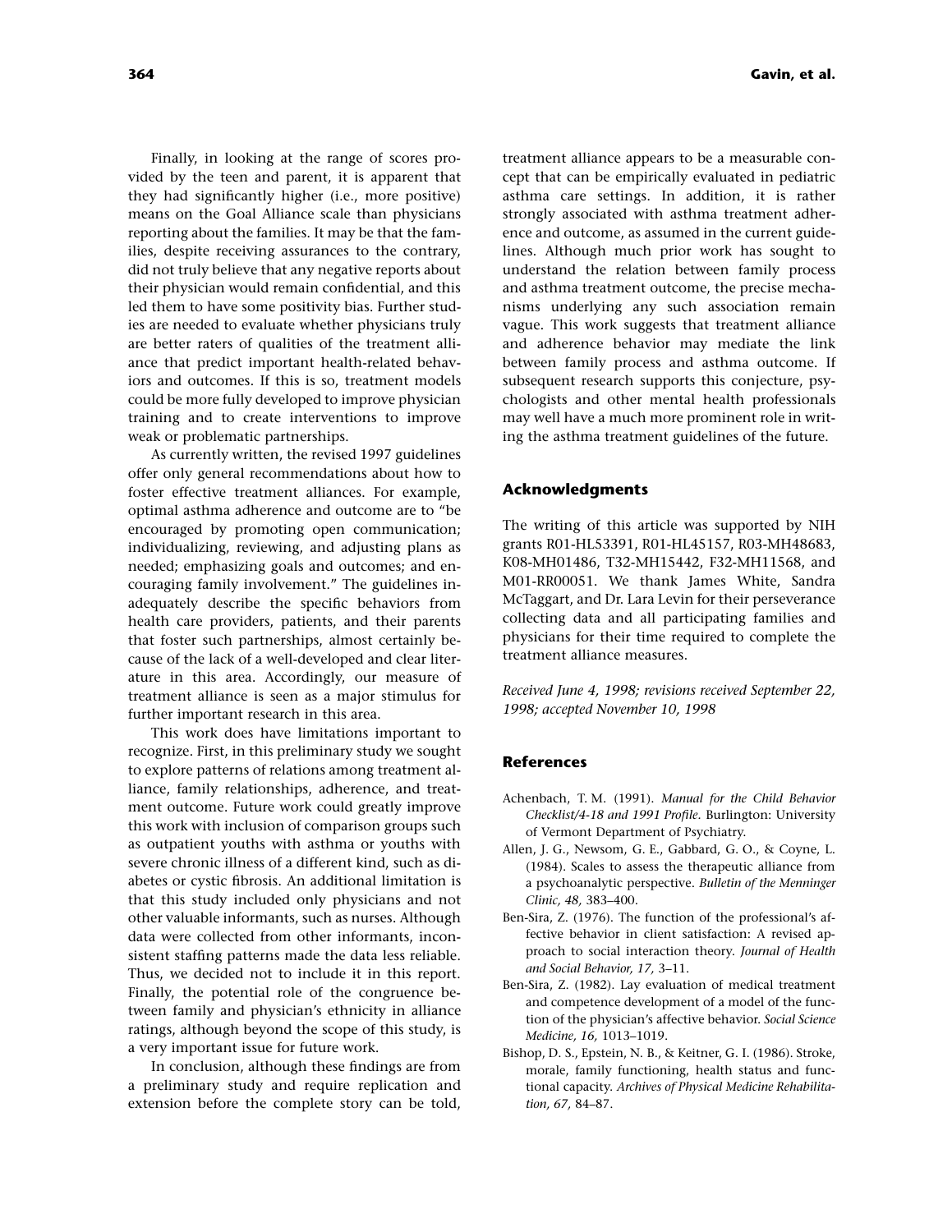Finally, in looking at the range of scores provided by the teen and parent, it is apparent that they had significantly higher (i.e., more positive) means on the Goal Alliance scale than physicians reporting about the families. It may be that the families, despite receiving assurances to the contrary, did not truly believe that any negative reports about their physician would remain confidential, and this led them to have some positivity bias. Further studies are needed to evaluate whether physicians truly are better raters of qualities of the treatment alliance that predict important health-related behaviors and outcomes. If this is so, treatment models could be more fully developed to improve physician training and to create interventions to improve weak or problematic partnerships.

As currently written, the revised 1997 guidelines offer only general recommendations about how to foster effective treatment alliances. For example, optimal asthma adherence and outcome are to "be encouraged by promoting open communication; individualizing, reviewing, and adjusting plans as needed; emphasizing goals and outcomes; and encouraging family involvement." The guidelines inadequately describe the specific behaviors from health care providers, patients, and their parents that foster such partnerships, almost certainly because of the lack of a well-developed and clear literature in this area. Accordingly, our measure of treatment alliance is seen as a major stimulus for further important research in this area.

This work does have limitations important to recognize. First, in this preliminary study we sought to explore patterns of relations among treatment alliance, family relationships, adherence, and treatment outcome. Future work could greatly improve this work with inclusion of comparison groups such as outpatient youths with asthma or youths with severe chronic illness of a different kind, such as diabetes or cystic fibrosis. An additional limitation is that this study included only physicians and not other valuable informants, such as nurses. Although data were collected from other informants, inconsistent staffing patterns made the data less reliable. Thus, we decided not to include it in this report. Finally, the potential role of the congruence between family and physician's ethnicity in alliance ratings, although beyond the scope of this study, is a very important issue for future work.

In conclusion, although these findings are from a preliminary study and require replication and extension before the complete story can be told, treatment alliance appears to be a measurable concept that can be empirically evaluated in pediatric asthma care settings. In addition, it is rather strongly associated with asthma treatment adherence and outcome, as assumed in the current guidelines. Although much prior work has sought to understand the relation between family process and asthma treatment outcome, the precise mechanisms underlying any such association remain vague. This work suggests that treatment alliance and adherence behavior may mediate the link between family process and asthma outcome. If subsequent research supports this conjecture, psychologists and other mental health professionals may well have a much more prominent role in writing the asthma treatment guidelines of the future.

## Acknowledgments

The writing of this article was supported by NIH grants R01-HL53391, R01-HL45157, R03-MH48683, K08-MH01486, T32-MH15442, F32-MH11568, and M01-RR00051. We thank James White, Sandra McTaggart, and Dr. Lara Levin for their perseverance collecting data and all participating families and physicians for their time required to complete the treatment alliance measures.

*Received June 4, 1998; revisions received September 22, 1998; accepted November 10, 1998*

## References

Achenbach, T. M. (1991). *Manual for the Child Behavior Checklist/4-18 and 1991 Profile.* Burlington: University of Vermont Department of Psychiatry.

Allen, J. G., Newsom, G. E., Gabbard, G. O., & Coyne, L. (1984). Scales to assess the therapeutic alliance from a psychoanalytic perspective. *Bulletin of the Menninger Clinic, 48,* 383–400.

Ben-Sira, Z. (1976). The function of the professional's affective behavior in client satisfaction: A revised approach to social interaction theory. *Journal of Health and Social Behavior, 17,* 3–11.

Ben-Sira, Z. (1982). Lay evaluation of medical treatment and competence development of a model of the function of the physician's affective behavior. *Social Science Medicine, 16,* 1013–1019.

Bishop, D. S., Epstein, N. B., & Keitner, G. I. (1986). Stroke, morale, family functioning, health status and functional capacity. *Archives of Physical Medicine Rehabilitation, 67,* 84–87.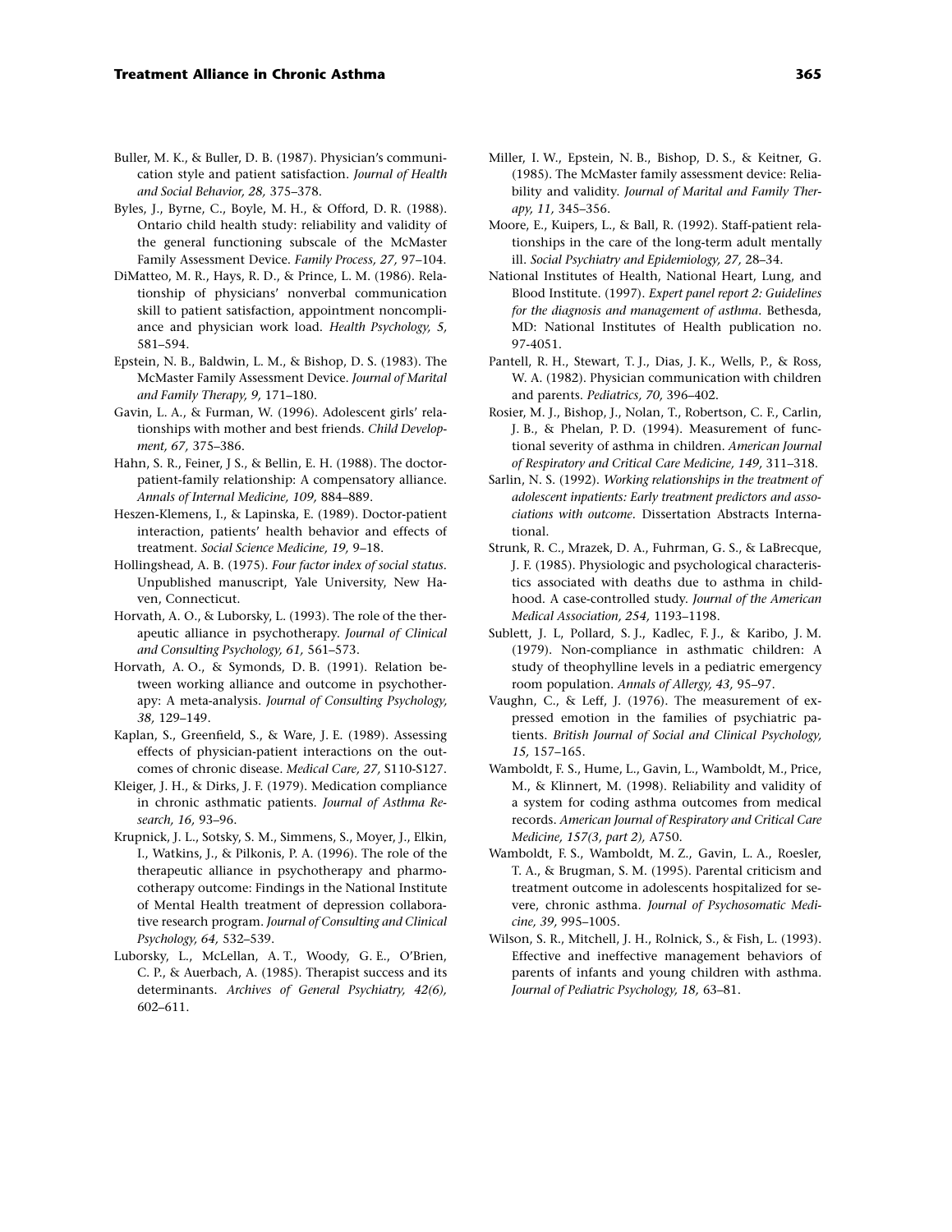Buller, M. K., & Buller, D. B. (1987). Physician's communication style and patient satisfaction. *Journal of Health and Social Behavior, 28,* 375–378.

Byles, J., Byrne, C., Boyle, M. H., & Offord, D. R. (1988). Ontario child health study: reliability and validity of the general functioning subscale of the McMaster Family Assessment Device. *Family Process, 27,* 97–104.

DiMatteo, M. R., Hays, R. D., & Prince, L. M. (1986). Relationship of physicians' nonverbal communication skill to patient satisfaction, appointment noncompliance and physician work load. *Health Psychology, 5,* 581–594.

Epstein, N. B., Baldwin, L. M., & Bishop, D. S. (1983). The McMaster Family Assessment Device. *Journal of Marital and Family Therapy, 9,* 171–180.

Gavin, L. A., & Furman, W. (1996). Adolescent girls' relationships with mother and best friends. *Child Development, 67,* 375–386.

Hahn, S. R., Feiner, J S., & Bellin, E. H. (1988). The doctor-patient-family relationship: A compensatory alliance. *Annals of Internal Medicine, 109,* 884–889.

Heszen-Klemens, I., & Lapinska, E. (1989). Doctor-patient interaction, patients' health behavior and effects of treatment. *Social Science Medicine, 19,* 9–18.

Hollingshead, A. B. (1975). *Four factor index of social status.* Unpublished manuscript, Yale University, New Haven, Connecticut.

Horvath, A. O., & Luborsky, L. (1993). The role of the therapeutic alliance in psychotherapy. *Journal of Clinical and Consulting Psychology, 61,* 561–573.

Horvath, A. O., & Symonds, D. B. (1991). Relation between working alliance and outcome in psychotherapy: A meta-analysis. *Journal of Consulting Psychology, 38,* 129–149.

Kaplan, S., Greenfield, S., & Ware, J. E. (1989). Assessing effects of physician-patient interactions on the outcomes of chronic disease. *Medical Care, 27,* S110-S127.

Kleiger, J. H., & Dirks, J. F. (1979). Medication compliance in chronic asthmatic patients. *Journal of Asthma Research, 16,* 93–96.

Krupnick, J. L., Sotsky, S. M., Simmens, S., Moyer, J., Elkin, I., Watkins, J., & Pilkonis, P. A. (1996). The role of the therapeutic alliance in psychotherapy and pharmocotherapy outcome: Findings in the National Institute of Mental Health treatment of depression collaborative research program. *Journal of Consulting and Clinical Psychology, 64,* 532–539.

Luborsky, L., McLellan, A. T., Woody, G. E., O'Brien, C. P., & Auerbach, A. (1985). Therapist success and its determinants. *Archives of General Psychiatry, 42(6),* 602–611.

Miller, I. W., Epstein, N. B., Bishop, D. S., & Keitner, G. (1985). The McMaster family assessment device: Reliability and validity. *Journal of Marital and Family Therapy, 11,* 345–356.

Moore, E., Kuipers, L., & Ball, R. (1992). Staff-patient relationships in the care of the long-term adult mentally ill. *Social Psychiatry and Epidemiology, 27,* 28–34.

National Institutes of Health, National Heart, Lung, and Blood Institute. (1997). *Expert panel report 2: Guidelines for the diagnosis and management of asthma.* Bethesda, MD: National Institutes of Health publication no. 97-4051.

Pantell, R. H., Stewart, T. J., Dias, J. K., Wells, P., & Ross, W. A. (1982). Physician communication with children and parents. *Pediatrics, 70,* 396–402.

Rosier, M. J., Bishop, J., Nolan, T., Robertson, C. F., Carlin, J. B., & Phelan, P. D. (1994). Measurement of functional severity of asthma in children. *American Journal of Respiratory and Critical Care Medicine, 149,* 311–318.

Sarlin, N. S. (1992). *Working relationships in the treatment of adolescent inpatients: Early treatment predictors and associations with outcome.* Dissertation Abstracts International.

Strunk, R. C., Mrazek, D. A., Fuhrman, G. S., & LaBrecque, J. F. (1985). Physiologic and psychological characteristics associated with deaths due to asthma in childhood. A case-controlled study. *Journal of the American Medical Association, 254,* 1193–1198.

Sublett, J. L, Pollard, S. J., Kadlec, F. J., & Karibo, J. M. (1979). Non-compliance in asthmatic children: A study of theophylline levels in a pediatric emergency room population. *Annals of Allergy, 43,* 95–97.

Vaughn, C., & Leff, J. (1976). The measurement of expressed emotion in the families of psychiatric patients. *British Journal of Social and Clinical Psychology, 15,* 157–165.

Wamboldt, F. S., Hume, L., Gavin, L., Wamboldt, M., Price, M., & Klinnert, M. (1998). Reliability and validity of a system for coding asthma outcomes from medical records. *American Journal of Respiratory and Critical Care Medicine, 157(3, part 2),* A750.

Wamboldt, F. S., Wamboldt, M. Z., Gavin, L. A., Roesler, T. A., & Brugman, S. M. (1995). Parental criticism and treatment outcome in adolescents hospitalized for severe, chronic asthma. *Journal of Psychosomatic Medicine, 39,* 995–1005.

Wilson, S. R., Mitchell, J. H., Rolnick, S., & Fish, L. (1993). Effective and ineffective management behaviors of parents of infants and young children with asthma. *Journal of Pediatric Psychology, 18,* 63–81.